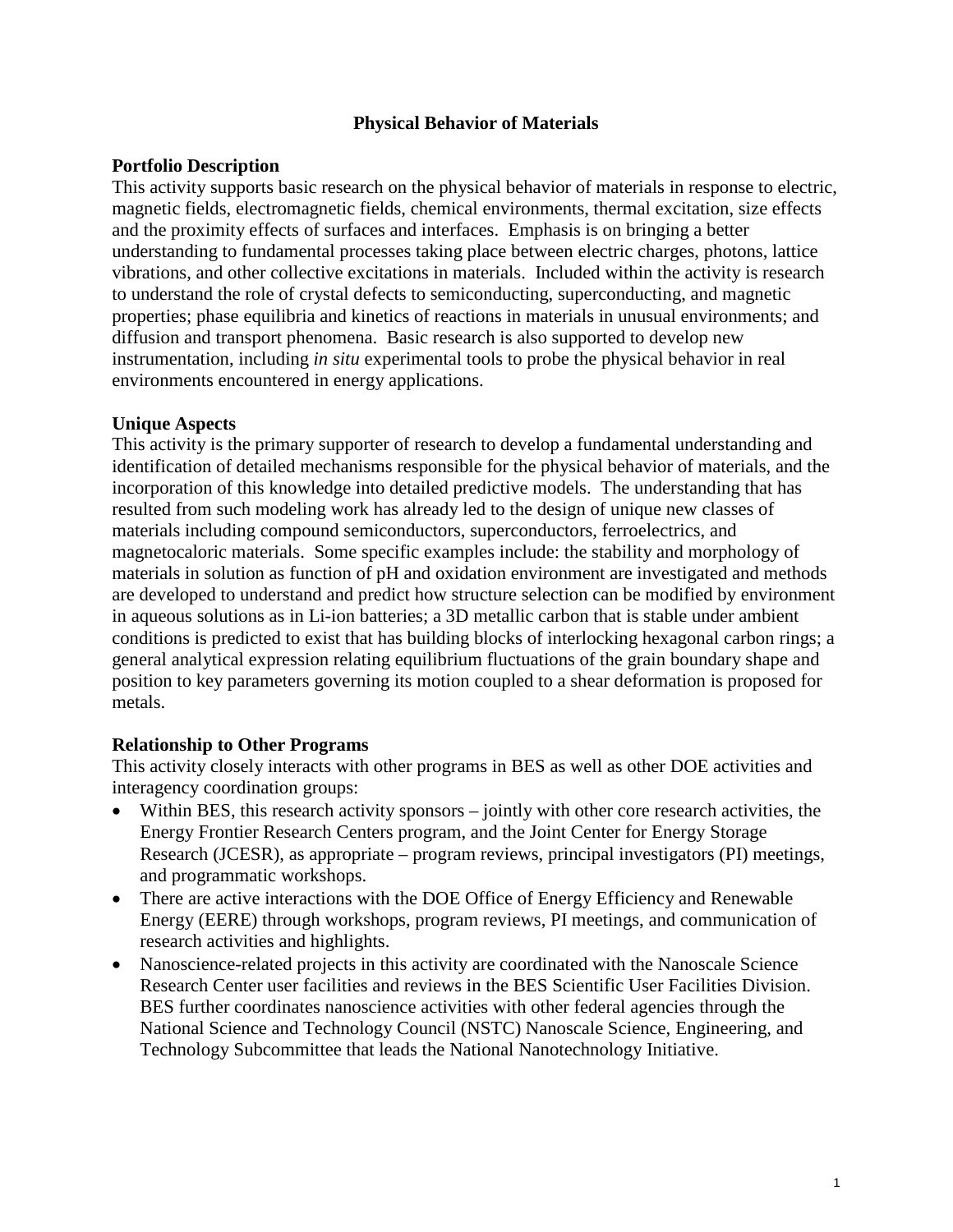# Physical Behavior of Materials

## Portfolio Description

This activity supports basic research on the physical behavior of materials in response to electric, magnetic fields, electromagnetic fields, chemical environments, thermal excitation, size effects and the proximity effects of surfaces and interfaces. Emphasis is on bringing a better understanding to fundamental processes taking place between electric charges, photons, lattice vibrations, and other collective excitations in materials. Included within the activity is research to understand the role of crystal defects to semiconducting, superconducting, and magnetic properties; phase equilibria and kinetics of reactions in materials in unusual environments; and diffusion and transport phenomena. Basic research is also supported to develop new instrumentation, including *in situ* experimental tools to probe the physical behavior in real environments encountered in energy applications.

## Unique Aspects

This activity is the primary supporter of research to develop a fundamental understanding and identification of detailed mechanisms responsible for the physical behavior of materials, and the incorporation of this knowledge into detailed predictive models. The understanding that has resulted from such modeling work has already led to the design of unique new classes of materials including compound semiconductors, superconductors, ferroelectrics, and magnetocaloric materials. Some specific examples include: the stability and morphology of materials in solution as function of pH and oxidation environment are investigated and methods are developed to understand and predict how structure selection can be modified by environment in aqueous solutions as in Li-ion batteries; a 3D metallic carbon that is stable under ambient conditions is predicted to exist that has building blocks of interlocking hexagonal carbon rings; a general analytical expression relating equilibrium fluctuations of the grain boundary shape and position to key parameters governing its motion coupled to a shear deformation is proposed for metals.

## Relationship to Other Programs

This activity closely interacts with other programs in BES as well as other DOE activities and interagency coordination groups:

- Within BES, this research activity sponsors – jointly with other core research activities, the Energy Frontier Research Centers program, and the Joint Center for Energy Storage Research (JCESR), as appropriate – program reviews, principal investigators (PI) meetings, and programmatic workshops.
- There are active interactions with the DOE Office of Energy Efficiency and Renewable Energy (EERE) through workshops, program reviews, PI meetings, and communication of research activities and highlights.
- Nanoscience-related projects in this activity are coordinated with the Nanoscale Science Research Center user facilities and reviews in the BES Scientific User Facilities Division. BES further coordinates nanoscience activities with other federal agencies through the National Science and Technology Council (NSTC) Nanoscale Science, Engineering, and Technology Subcommittee that leads the National Nanotechnology Initiative.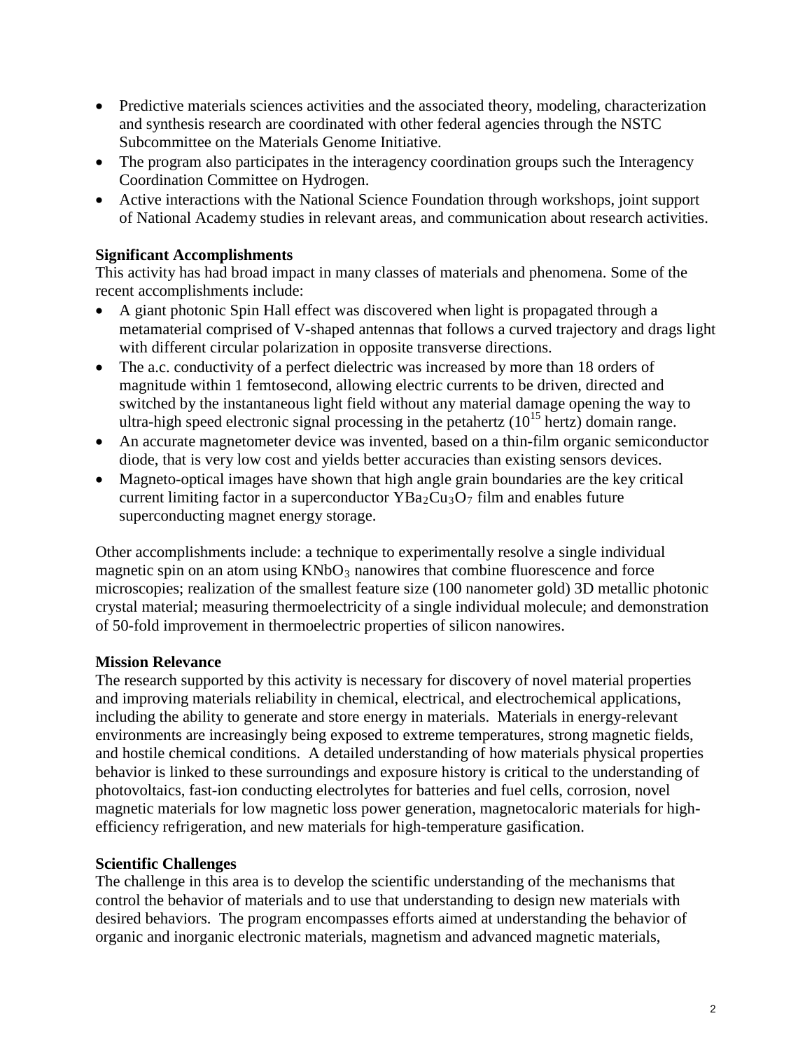- Predictive materials sciences activities and the associated theory, modeling, characterization and synthesis research are coordinated with other federal agencies through the NSTC Subcommittee on the Materials Genome Initiative.
- The program also participates in the interagency coordination groups such the Interagency Coordination Committee on Hydrogen.
- Active interactions with the National Science Foundation through workshops, joint support of National Academy studies in relevant areas, and communication about research activities.

**Significant Accomplishments**

This activity has had broad impact in many classes of materials and phenomena. Some of the recent accomplishments include:

- A giant photonic Spin Hall effect was discovered when light is propagated through a metamaterial comprised of V-shaped antennas that follows a curved trajectory and drags light with different circular polarization in opposite transverse directions.
- The a.c. conductivity of a perfect dielectric was increased by more than 18 orders of magnitude within 1 femtosecond, allowing electric currents to be driven, directed and switched by the instantaneous light field without any material damage opening the way to ultra-high speed electronic signal processing in the petahertz ($10^{15}$ hertz) domain range.
- An accurate magnetometer device was invented, based on a thin-film organic semiconductor diode, that is very low cost and yields better accuracies than existing sensors devices.
- Magneto-optical images have shown that high angle grain boundaries are the key critical current limiting factor in a superconductor $YBa_2Cu_3O_7$ film and enables future superconducting magnet energy storage.

Other accomplishments include: a technique to experimentally resolve a single individual magnetic spin on an atom using $KNbO_3$ nanowires that combine fluorescence and force microscopies; realization of the smallest feature size (100 nanometer gold) 3D metallic photonic crystal material; measuring thermoelectricity of a single individual molecule; and demonstration of 50-fold improvement in thermoelectric properties of silicon nanowires.

**Mission Relevance**

The research supported by this activity is necessary for discovery of novel material properties and improving materials reliability in chemical, electrical, and electrochemical applications, including the ability to generate and store energy in materials. Materials in energy-relevant environments are increasingly being exposed to extreme temperatures, strong magnetic fields, and hostile chemical conditions. A detailed understanding of how materials physical properties behavior is linked to these surroundings and exposure history is critical to the understanding of photovoltaics, fast-ion conducting electrolytes for batteries and fuel cells, corrosion, novel magnetic materials for low magnetic loss power generation, magnetocaloric materials for high-efficiency refrigeration, and new materials for high-temperature gasification.

**Scientific Challenges**

The challenge in this area is to develop the scientific understanding of the mechanisms that control the behavior of materials and to use that understanding to design new materials with desired behaviors. The program encompasses efforts aimed at understanding the behavior of organic and inorganic electronic materials, magnetism and advanced magnetic materials,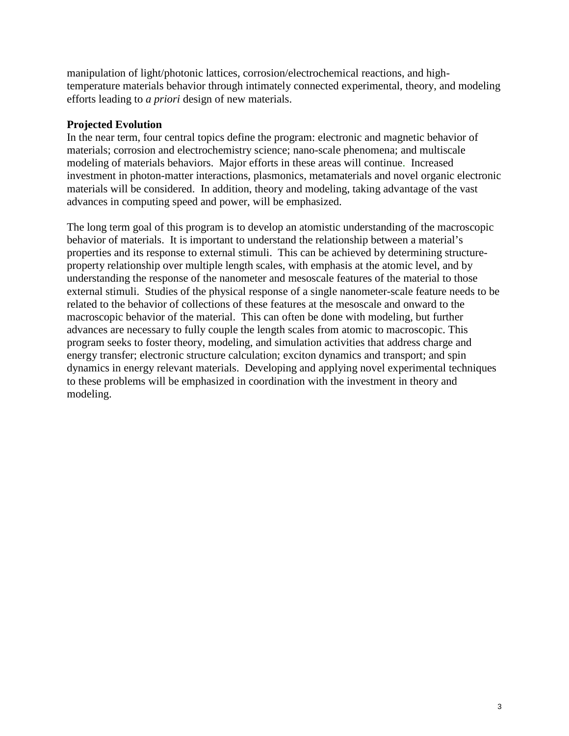manipulation of light/photonic lattices, corrosion/electrochemical reactions, and high-temperature materials behavior through intimately connected experimental, theory, and modeling efforts leading to *a priori* design of new materials.

**Projected Evolution**

In the near term, four central topics define the program: electronic and magnetic behavior of materials; corrosion and electrochemistry science; nano-scale phenomena; and multiscale modeling of materials behaviors. Major efforts in these areas will continue. Increased investment in photon-matter interactions, plasmonics, metamaterials and novel organic electronic materials will be considered. In addition, theory and modeling, taking advantage of the vast advances in computing speed and power, will be emphasized.

The long term goal of this program is to develop an atomistic understanding of the macroscopic behavior of materials. It is important to understand the relationship between a material's properties and its response to external stimuli. This can be achieved by determining structure-property relationship over multiple length scales, with emphasis at the atomic level, and by understanding the response of the nanometer and mesoscale features of the material to those external stimuli. Studies of the physical response of a single nanometer-scale feature needs to be related to the behavior of collections of these features at the mesoscale and onward to the macroscopic behavior of the material. This can often be done with modeling, but further advances are necessary to fully couple the length scales from atomic to macroscopic. This program seeks to foster theory, modeling, and simulation activities that address charge and energy transfer; electronic structure calculation; exciton dynamics and transport; and spin dynamics in energy relevant materials. Developing and applying novel experimental techniques to these problems will be emphasized in coordination with the investment in theory and modeling.